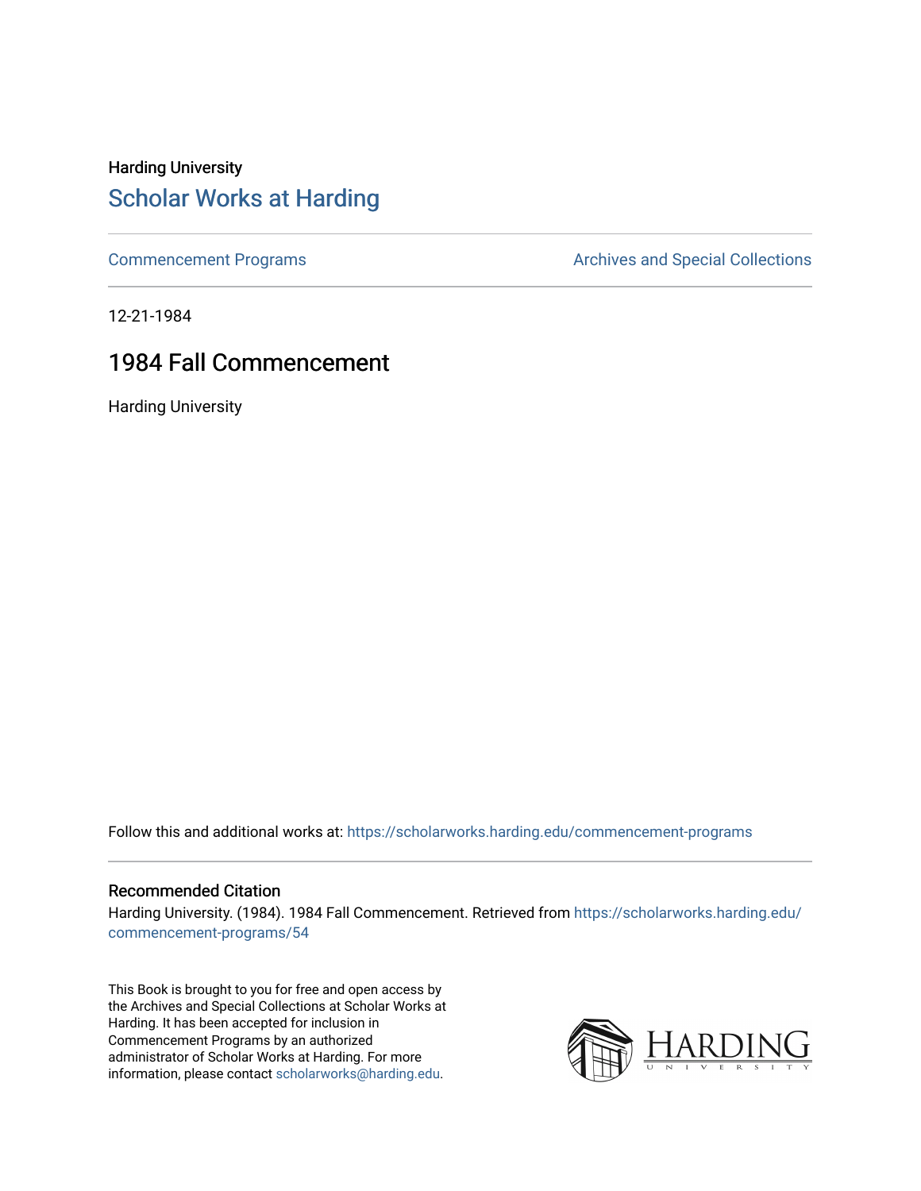Harding University

## Scholar Works at Harding

Commencement Programs

Archives and Special Collections

12-21-1984

# 1984 Fall Commencement

Harding University

Follow this and additional works at: https://scholarworks.harding.edu/commencement-programs

### Recommended Citation

Harding University. (1984). 1984 Fall Commencement. Retrieved from https://scholarworks.harding.edu/commencement-programs/54

This Book is brought to you for free and open access by the Archives and Special Collections at Scholar Works at Harding. It has been accepted for inclusion in Commencement Programs by an authorized administrator of Scholar Works at Harding. For more information, please contact scholarworks@harding.edu.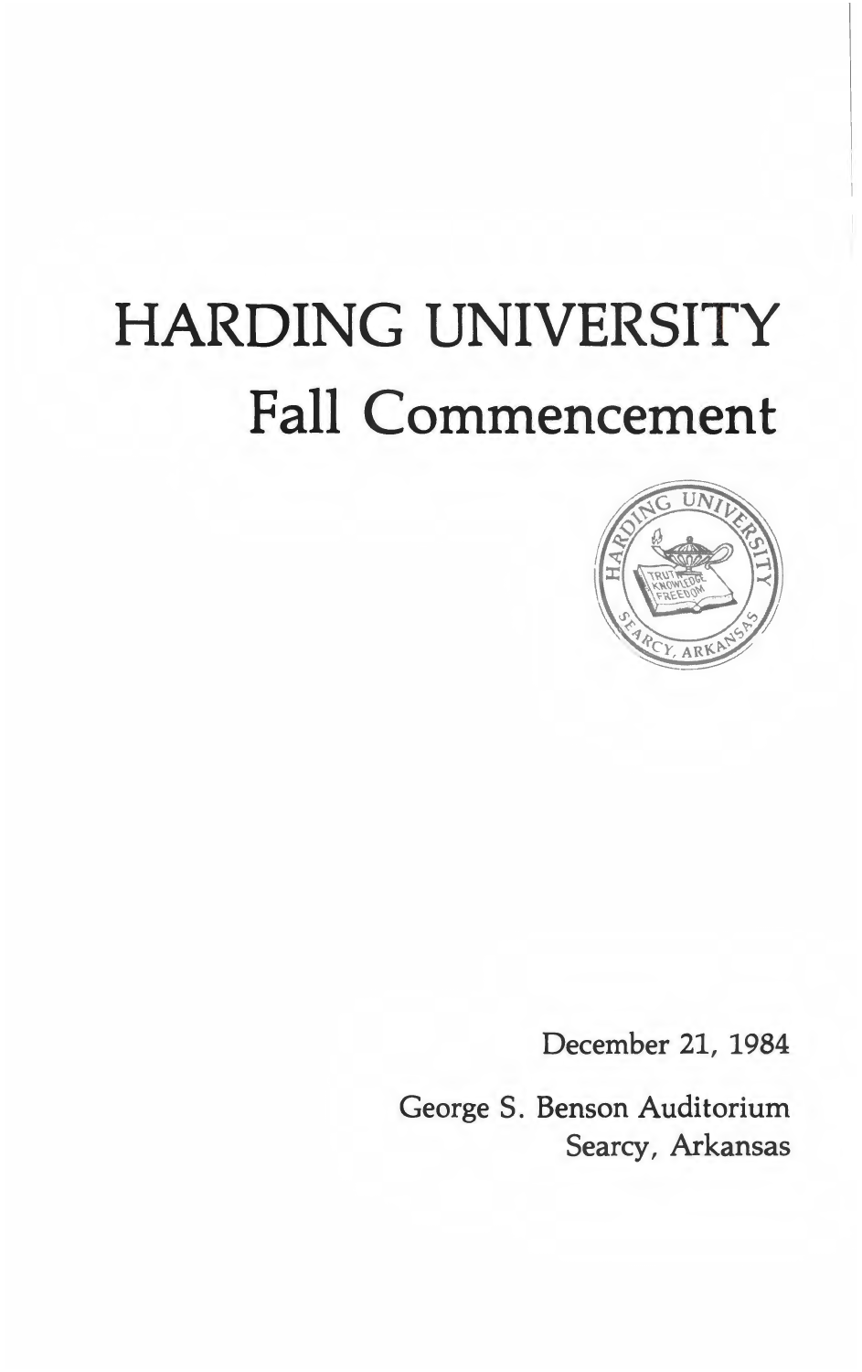# HARDING UNIVERSITY
## Fall Commencement

December 21, 1984

George S. Benson Auditorium
Searcy, Arkansas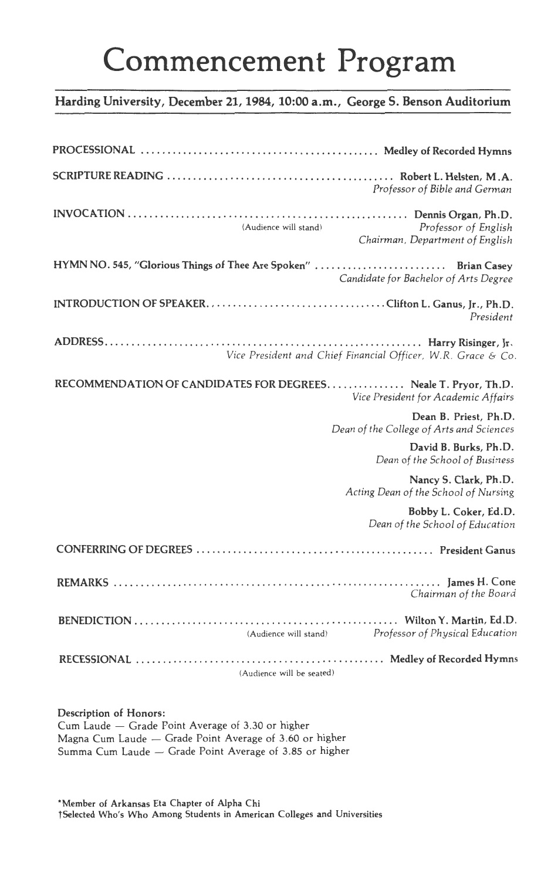# Commencement Program

**Harding University, December 21, 1984, 10:00 a.m., George S. Benson Auditorium**

**PROCESSIONAL** ............................................ **Medley of Recorded Hymns**

**SCRIPTURE READING** ............................................ **Robert L. Helsten, M.A.**
*Professor of Bible and German*

**INVOCATION** ............................................ **Dennis Organ, Ph.D.**
(Audience will stand)
*Professor of English*
*Chairman, Department of English*

**HYMN NO. 545, "Glorious Things of Thee Are Spoken"** ......................... **Brian Casey**
*Candidate for Bachelor of Arts Degree*

**INTRODUCTION OF SPEAKER** ............................................ **Clifton L. Ganus, Jr., Ph.D.**
*President*

**ADDRESS** ............................................ **Harry Risinger, Jr.**
*Vice President and Chief Financial Officer, W.R. Grace & Co.*

**RECOMMENDATION OF CANDIDATES FOR DEGREES** .............. **Neale T. Pryor, Th.D.**
*Vice President for Academic Affairs*

**Dean B. Priest, Ph.D.**
*Dean of the College of Arts and Sciences*

**David B. Burks, Ph.D.**
*Dean of the School of Business*

**Nancy S. Clark, Ph.D.**
*Acting Dean of the School of Nursing*

**Bobby L. Coker, Ed.D.**
*Dean of the School of Education*

**CONFERRING OF DEGREES** ............................................ **President Ganus**

**REMARKS** ............................................ **James H. Cone**
*Chairman of the Board*

**BENEDICTION** ............................................ **Wilton Y. Martin, Ed.D.**
(Audience will stand)
*Professor of Physical Education*

**RECESSIONAL** ............................................ **Medley of Recorded Hymns**
(Audience will be seated)

**Description of Honors:**
Cum Laude — Grade Point Average of 3.30 or higher
Magna Cum Laude — Grade Point Average of 3.60 or higher
Summa Cum Laude — Grade Point Average of 3.85 or higher

*Member of Arkansas Eta Chapter of Alpha Chi
†Selected Who's Who Among Students in American Colleges and Universities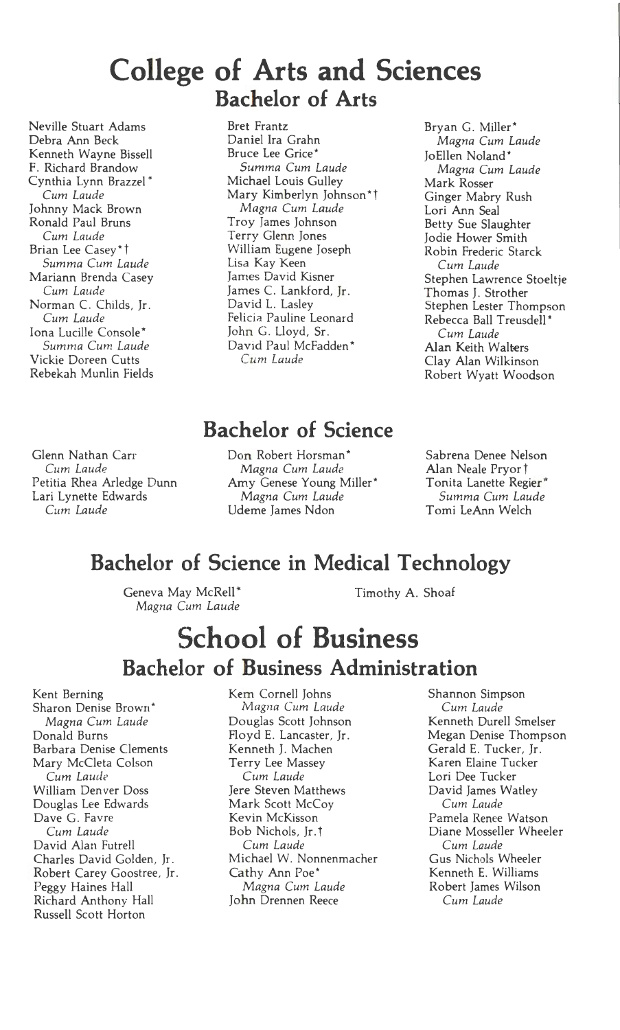# College of Arts and Sciences

## Bachelor of Arts

Neville Stuart Adams
Debra Ann Beck
Kenneth Wayne Bissell
F. Richard Brandow
Cynthia Lynn Brazzel*
*Cum Laude*
Johnny Mack Brown
Ronald Paul Bruns
*Cum Laude*
Brian Lee Casey*†
*Summa Cum Laude*
Mariann Brenda Casey
*Cum Laude*
Norman C. Childs, Jr.
*Cum Laude*
Iona Lucille Console*
*Summa Cum Laude*
Vickie Doreen Cutts
Rebekah Munlin Fields
Bret Frantz
Daniel Ira Grahn
Bruce Lee Grice*
*Summa Cum Laude*
Michael Louis Gulley
Mary Kimberlyn Johnson*†
*Magna Cum Laude*
Troy James Johnson
Terry Glenn Jones
William Eugene Joseph
Lisa Kay Keen
James David Kisner
James C. Lankford, Jr.
David L. Lasley
Felicia Pauline Leonard
John G. Lloyd, Sr.
David Paul McFadden*
*Cum Laude*
Bryan G. Miller*
*Magna Cum Laude*
JoEllen Noland*
*Magna Cum Laude*
Mark Rosser
Ginger Mabry Rush
Lori Ann Seal
Betty Sue Slaughter
Jodie Hower Smith
Robin Frederic Starck
*Cum Laude*
Stephen Lawrence Stoeltje
Thomas J. Strother
Stephen Lester Thompson
Rebecca Ball Treusdell*
*Cum Laude*
Alan Keith Walters
Clay Alan Wilkinson
Robert Wyatt Woodson

## Bachelor of Science

Glenn Nathan Carr
*Cum Laude*
Petitia Rhea Arledge Dunn
Lari Lynette Edwards
*Cum Laude*
Don Robert Horsman*
*Magna Cum Laude*
Amy Genese Young Miller*
*Magna Cum Laude*
Udeme James Ndon
Sabrena Denee Nelson
Alan Neale Pryor†
Tonita Lanette Regier*
*Summa Cum Laude*
Tomi LeAnn Welch

## Bachelor of Science in Medical Technology

Geneva May McRell*
*Magna Cum Laude*
Timothy A. Shoaf

# School of Business

## Bachelor of Business Administration

Kent Berning
Sharon Denise Brown*
*Magna Cum Laude*
Donald Burns
Barbara Denise Clements
Mary McCleta Colson
*Cum Laude*
William Denver Doss
Douglas Lee Edwards
Dave G. Favre
*Cum Laude*
David Alan Futrell
Charles David Golden, Jr.
Robert Carey Goostree, Jr.
Peggy Haines Hall
Richard Anthony Hall
Russell Scott Horton
Kem Cornell Johns
*Magna Cum Laude*
Douglas Scott Johnson
Floyd E. Lancaster, Jr.
Kenneth J. Machen
Terry Lee Massey
*Cum Laude*
Jere Steven Matthews
Mark Scott McCoy
Kevin McKisson
Bob Nichols, Jr.†
*Cum Laude*
Michael W. Nonnenmacher
Cathy Ann Poe*
*Magna Cum Laude*
John Drennen Reece
Shannon Simpson
*Cum Laude*
Kenneth Durell Smelser
Megan Denise Thompson
Gerald E. Tucker, Jr.
Karen Elaine Tucker
Lori Dee Tucker
David James Watley
*Cum Laude*
Pamela Renee Watson
Diane Mosseller Wheeler
*Cum Laude*
Gus Nichols Wheeler
Kenneth E. Williams
Robert James Wilson
*Cum Laude*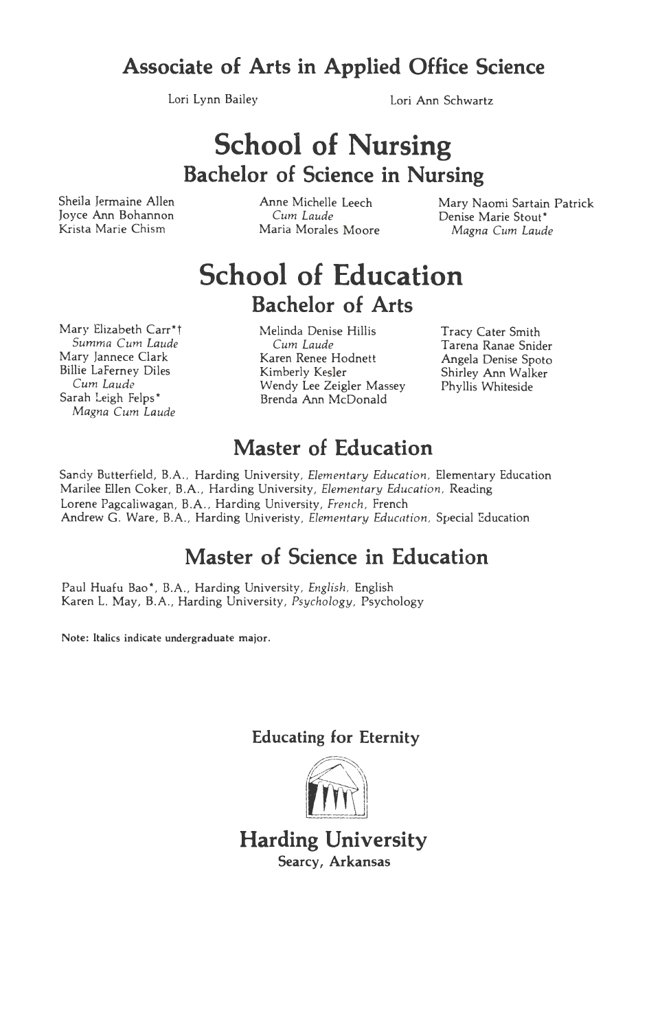## Associate of Arts in Applied Office Science

Lori Lynn Bailey

Lori Ann Schwartz

# School of Nursing

## Bachelor of Science in Nursing

Sheila Jermaine Allen
Joyce Ann Bohannon
Krista Marie Chism
Anne Michelle Leech
*Cum Laude*
Maria Morales Moore
Mary Naomi Sartain Patrick
Denise Marie Stout*
*Magna Cum Laude*

# School of Education

## Bachelor of Arts

Mary Elizabeth Carr*†
*Summa Cum Laude*
Mary Jannece Clark
Billie LaFerney Diles
*Cum Laude*
Sarah Leigh Felps*
*Magna Cum Laude*
Melinda Denise Hillis
*Cum Laude*
Karen Renee Hodnett
Kimberly Kesler
Wendy Lee Zeigler Massey
Brenda Ann McDonald
Tracy Cater Smith
Tarena Ranae Snider
Angela Denise Spoto
Shirley Ann Walker
Phyllis Whiteside

## Master of Education

Sandy Butterfield, B.A., Harding University, *Elementary Education*, Elementary Education
Marilee Ellen Coker, B.A., Harding University, *Elementary Education*, Reading
Lorene Pagcaliwagan, B.A., Harding University, *French*, French
Andrew G. Ware, B.A., Harding Univeristy, *Elementary Education*, Special Education

## Master of Science in Education

Paul Huafu Bao*, B.A., Harding University, *English*, English
Karen L. May, B.A., Harding University, *Psychology*, Psychology

**Note: Italics indicate undergraduate major.**

**Educating for Eternity**

## Harding University

**Searcy, Arkansas**